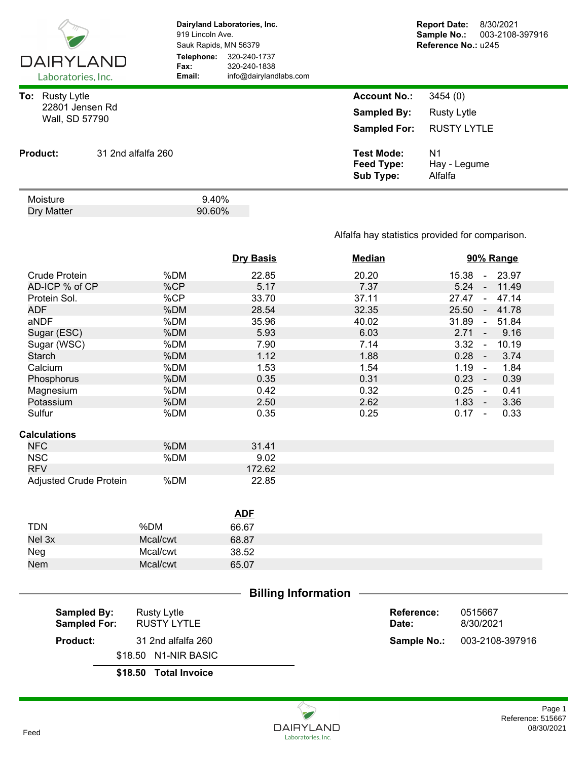**DAIRYLAND**
Laboratories, Inc.

**Dairyland Laboratories, Inc.**
919 Lincoln Ave.
Sauk Rapids, MN 56379
**Telephone:** 320-240-1737
**Fax:** 320-240-1838
**Email:** info@dairylandlabs.com

**Report Date:** 8/30/2021
**Sample No.:** 003-2108-397916
**Reference No.:** u245

**To:** Rusty Lytle
22801 Jensen Rd
Wall, SD 57790

**Account No.:** 3454 (0)
**Sampled By:** Rusty Lytle
**Sampled For:** RUSTY LYTLE

**Product:** 31 2nd alfalfa 260

**Test Mode:** N1
**Feed Type:** Hay - Legume
**Sub Type:** Alfalfa

| | |
|---|---|
| Moisture | 9.40% |
| Dry Matter | 90.60% |

Alfalfa hay statistics provided for comparison.

| | | Dry Basis | Median | 90% Range |
|---|---|---|---|---|
| Crude Protein | %DM | 22.85 | 20.20 | 15.38 - 23.97 |
| AD-ICP % of CP | %CP | 5.17 | 7.37 | 5.24 - 11.49 |
| Protein Sol. | %CP | 33.70 | 37.11 | 27.47 - 47.14 |
| ADF | %DM | 28.54 | 32.35 | 25.50 - 41.78 |
| aNDF | %DM | 35.96 | 40.02 | 31.89 - 51.84 |
| Sugar (ESC) | %DM | 5.93 | 6.03 | 2.71 - 9.16 |
| Sugar (WSC) | %DM | 7.90 | 7.14 | 3.32 - 10.19 |
| Starch | %DM | 1.12 | 1.88 | 0.28 - 3.74 |
| Calcium | %DM | 1.53 | 1.54 | 1.19 - 1.84 |
| Phosphorus | %DM | 0.35 | 0.31 | 0.23 - 0.39 |
| Magnesium | %DM | 0.42 | 0.32 | 0.25 - 0.41 |
| Potassium | %DM | 2.50 | 2.62 | 1.83 - 3.36 |
| Sulfur | %DM | 0.35 | 0.25 | 0.17 - 0.33 |

**Calculations**

| | | |
|---|---|---|
| NFC | %DM | 31.41 |
| NSC | %DM | 9.02 |
| RFV | | 172.62 |
| Adjusted Crude Protein | %DM | 22.85 |

| | | ADF |
|---|---|---|
| TDN | %DM | 66.67 |
| Nel 3x | Mcal/cwt | 68.87 |
| Neg | Mcal/cwt | 38.52 |
| Nem | Mcal/cwt | 65.07 |

## Billing Information

**Sampled By:** Rusty Lytle
**Sampled For:** RUSTY LYTLE
**Product:** 31 2nd alfalfa 260

**Reference:** 0515667
**Date:** 8/30/2021
**Sample No.:** 003-2108-397916

| | |
|---|---|
| $18.50 | N1-NIR BASIC |
| **$18.50** | **Total Invoice** |

Feed

Reference: 515667
08/30/2021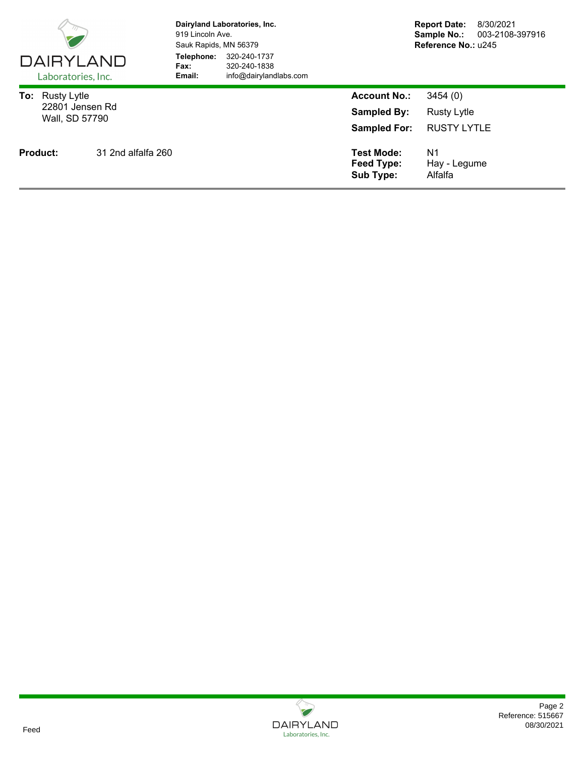**Dairyland Laboratories, Inc.**
919 Lincoln Ave.
Sauk Rapids, MN 56379

| | |
|---|---|
| **Telephone:** | 320-240-1737 |
| **Fax:** | 320-240-1838 |
| **Email:** | info@dairylandlabs.com |

**Report Date:** 8/30/2021
**Sample No.:** 003-2108-397916
**Reference No.:** u245

**To:** Rusty Lytle
22801 Jensen Rd
Wall, SD 57790

| | |
|---|---|
| **Account No.:** | 3454 (0) |
| **Sampled By:** | Rusty Lytle |
| **Sampled For:** | RUSTY LYTLE |

**Product:** 31 2nd alfalfa 260

| | |
|---|---|
| **Test Mode:** | N1 |
| **Feed Type:** | Hay - Legume |
| **Sub Type:** | Alfalfa |